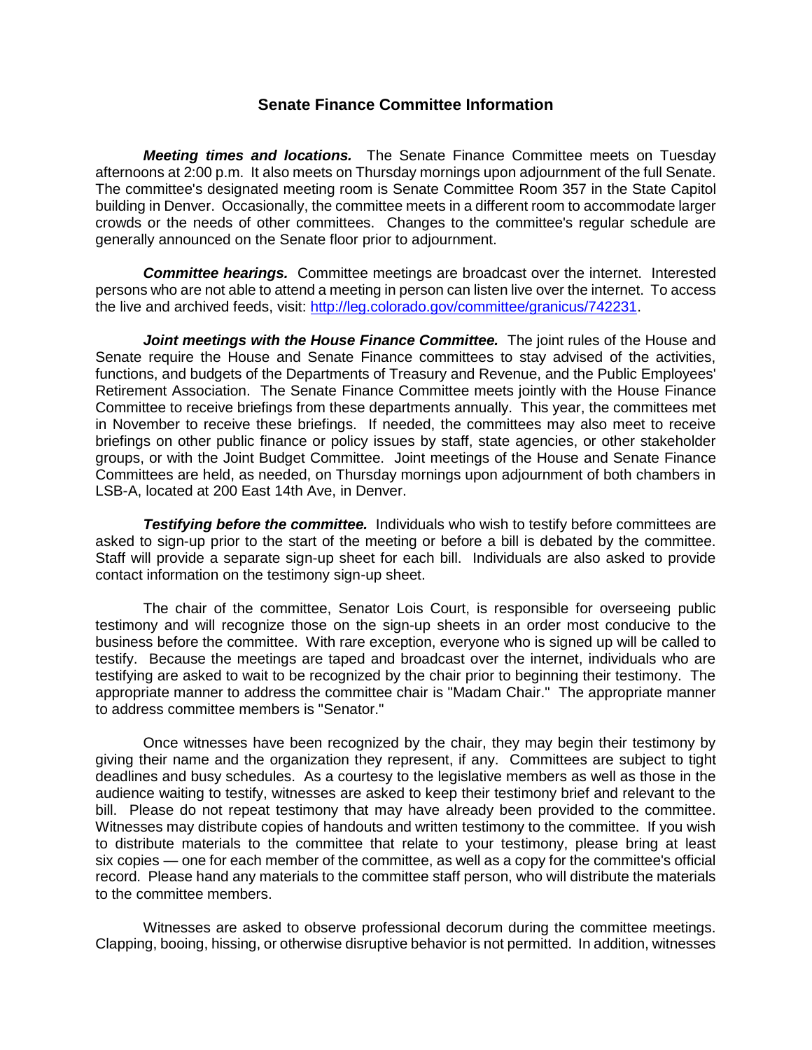# Senate Finance Committee Information

***Meeting times and locations.*** The Senate Finance Committee meets on Tuesday afternoons at 2:00 p.m. It also meets on Thursday mornings upon adjournment of the full Senate. The committee's designated meeting room is Senate Committee Room 357 in the State Capitol building in Denver. Occasionally, the committee meets in a different room to accommodate larger crowds or the needs of other committees. Changes to the committee's regular schedule are generally announced on the Senate floor prior to adjournment.

***Committee hearings.*** Committee meetings are broadcast over the internet. Interested persons who are not able to attend a meeting in person can listen live over the internet. To access the live and archived feeds, visit: [http://leg.colorado.gov/committee/granicus/742231](http://leg.colorado.gov/committee/granicus/742231).

***Joint meetings with the House Finance Committee.*** The joint rules of the House and Senate require the House and Senate Finance committees to stay advised of the activities, functions, and budgets of the Departments of Treasury and Revenue, and the Public Employees' Retirement Association. The Senate Finance Committee meets jointly with the House Finance Committee to receive briefings from these departments annually. This year, the committees met in November to receive these briefings. If needed, the committees may also meet to receive briefings on other public finance or policy issues by staff, state agencies, or other stakeholder groups, or with the Joint Budget Committee. Joint meetings of the House and Senate Finance Committees are held, as needed, on Thursday mornings upon adjournment of both chambers in LSB-A, located at 200 East 14th Ave, in Denver.

***Testifying before the committee.*** Individuals who wish to testify before committees are asked to sign-up prior to the start of the meeting or before a bill is debated by the committee. Staff will provide a separate sign-up sheet for each bill. Individuals are also asked to provide contact information on the testimony sign-up sheet.

The chair of the committee, Senator Lois Court, is responsible for overseeing public testimony and will recognize those on the sign-up sheets in an order most conducive to the business before the committee. With rare exception, everyone who is signed up will be called to testify. Because the meetings are taped and broadcast over the internet, individuals who are testifying are asked to wait to be recognized by the chair prior to beginning their testimony. The appropriate manner to address the committee chair is "Madam Chair." The appropriate manner to address committee members is "Senator."

Once witnesses have been recognized by the chair, they may begin their testimony by giving their name and the organization they represent, if any. Committees are subject to tight deadlines and busy schedules. As a courtesy to the legislative members as well as those in the audience waiting to testify, witnesses are asked to keep their testimony brief and relevant to the bill. Please do not repeat testimony that may have already been provided to the committee. Witnesses may distribute copies of handouts and written testimony to the committee. If you wish to distribute materials to the committee that relate to your testimony, please bring at least six copies — one for each member of the committee, as well as a copy for the committee's official record. Please hand any materials to the committee staff person, who will distribute the materials to the committee members.

Witnesses are asked to observe professional decorum during the committee meetings. Clapping, booing, hissing, or otherwise disruptive behavior is not permitted. In addition, witnesses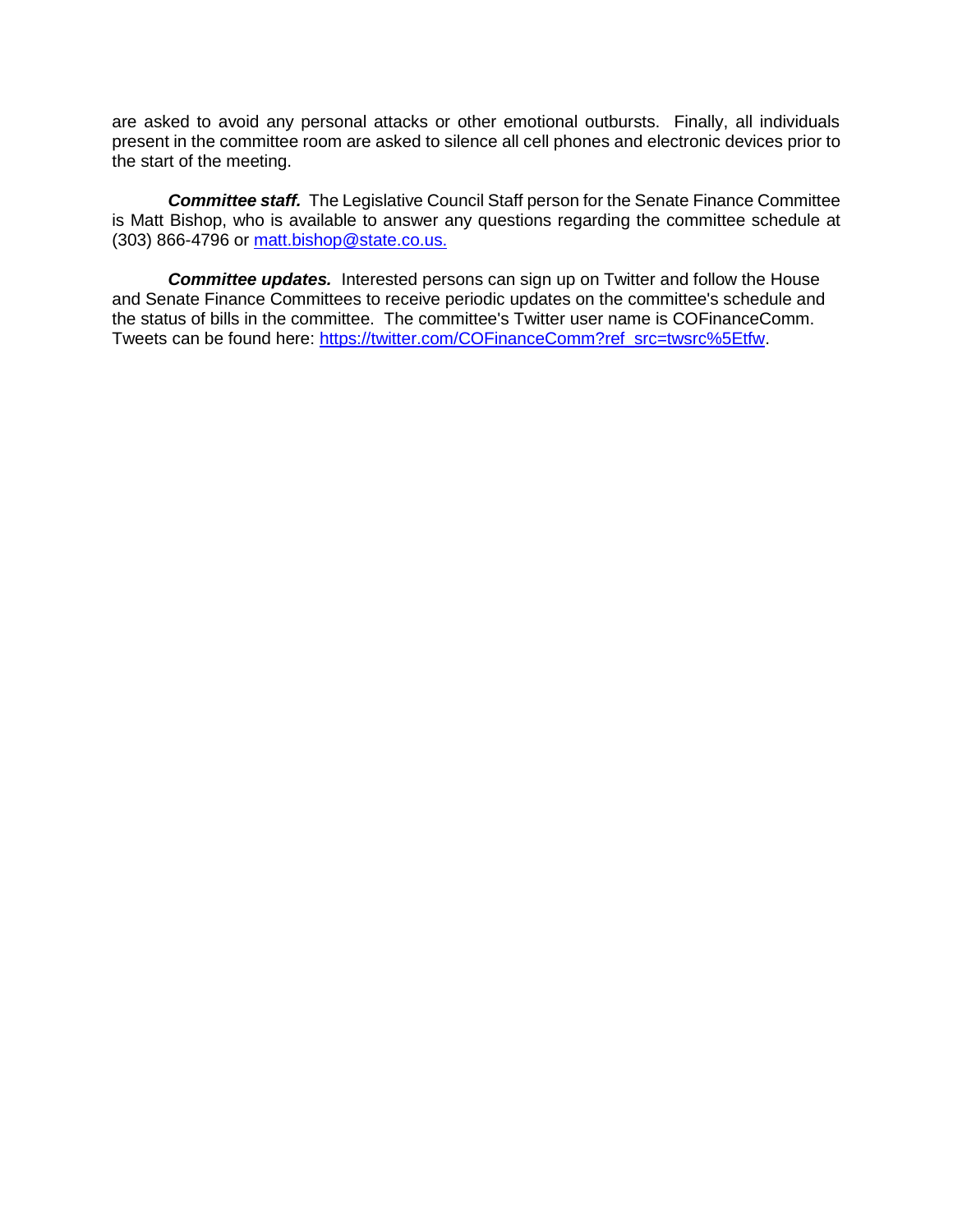are asked to avoid any personal attacks or other emotional outbursts. Finally, all individuals present in the committee room are asked to silence all cell phones and electronic devices prior to the start of the meeting.

***Committee staff.*** The Legislative Council Staff person for the Senate Finance Committee is Matt Bishop, who is available to answer any questions regarding the committee schedule at (303) 866-4796 or [matt.bishop@state.co.us.](mailto:matt.bishop@state.co.us)

***Committee updates.*** Interested persons can sign up on Twitter and follow the House and Senate Finance Committees to receive periodic updates on the committee's schedule and the status of bills in the committee. The committee's Twitter user name is COFinanceComm. Tweets can be found here: [https://twitter.com/COFinanceComm?ref_src=twsrc%5Etfw](https://twitter.com/COFinanceComm?ref_src=twsrc%5Etfw).